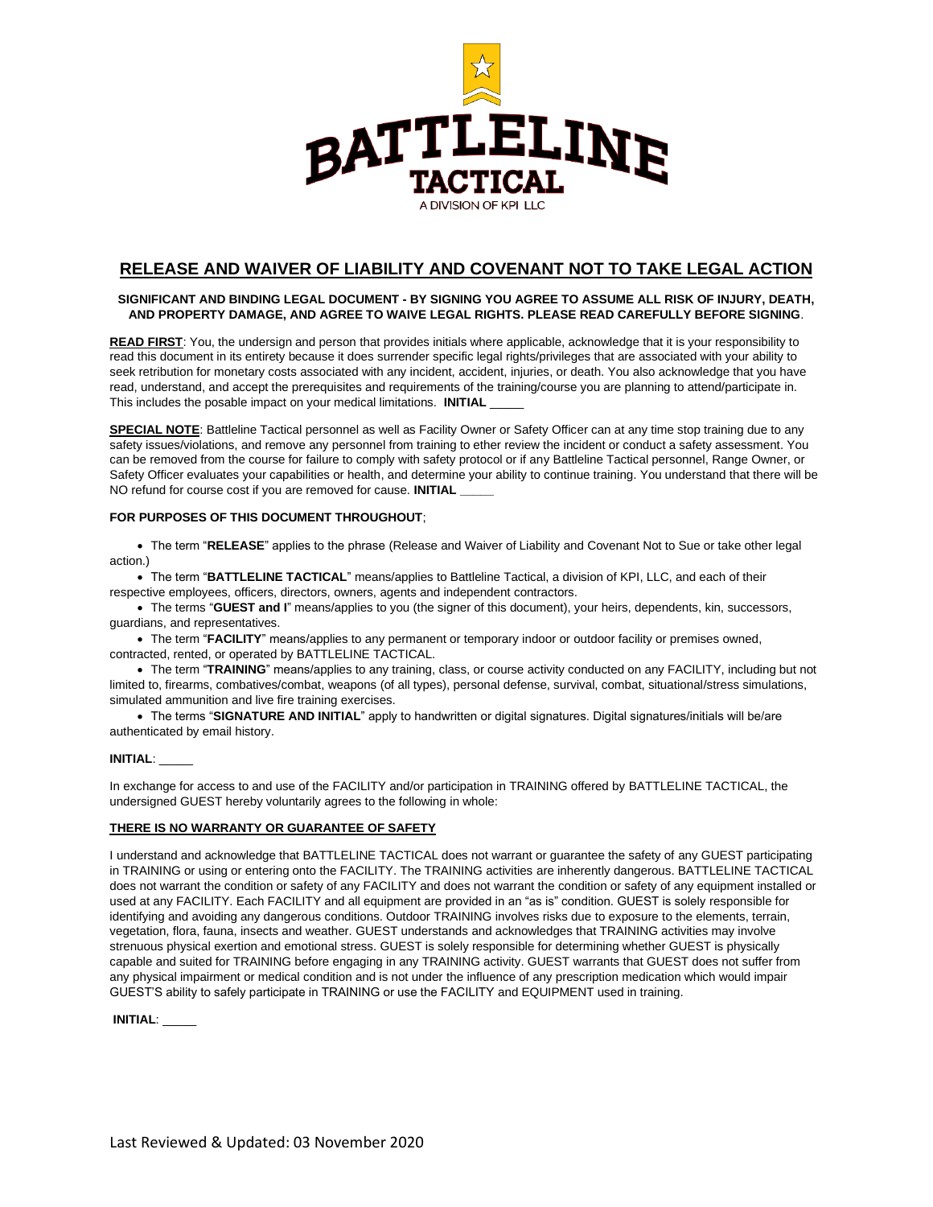BATTLELINE TACTICAL

A DIVISION OF KPI LLC

# RELEASE AND WAIVER OF LIABILITY AND COVENANT NOT TO TAKE LEGAL ACTION

**SIGNIFICANT AND BINDING LEGAL DOCUMENT - BY SIGNING YOU AGREE TO ASSUME ALL RISK OF INJURY, DEATH, AND PROPERTY DAMAGE, AND AGREE TO WAIVE LEGAL RIGHTS. PLEASE READ CAREFULLY BEFORE SIGNING**.

**READ FIRST**: You, the undersign and person that provides initials where applicable, acknowledge that it is your responsibility to read this document in its entirety because it does surrender specific legal rights/privileges that are associated with your ability to seek retribution for monetary costs associated with any incident, accident, injuries, or death. You also acknowledge that you have read, understand, and accept the prerequisites and requirements of the training/course you are planning to attend/participate in. This includes the posable impact on your medical limitations. **INITIAL** _____

**SPECIAL NOTE**: Battleline Tactical personnel as well as Facility Owner or Safety Officer can at any time stop training due to any safety issues/violations, and remove any personnel from training to ether review the incident or conduct a safety assessment. You can be removed from the course for failure to comply with safety protocol or if any Battleline Tactical personnel, Range Owner, or Safety Officer evaluates your capabilities or health, and determine your ability to continue training. You understand that there will be NO refund for course cost if you are removed for cause. **INITIAL _____**

**FOR PURPOSES OF THIS DOCUMENT THROUGHOUT**;

- The term "**RELEASE**" applies to the phrase (Release and Waiver of Liability and Covenant Not to Sue or take other legal action.)
- The term "**BATTLELINE TACTICAL**" means/applies to Battleline Tactical, a division of KPI, LLC, and each of their respective employees, officers, directors, owners, agents and independent contractors.
- The terms "**GUEST and I**" means/applies to you (the signer of this document), your heirs, dependents, kin, successors, guardians, and representatives.
- The term "**FACILITY**" means/applies to any permanent or temporary indoor or outdoor facility or premises owned, contracted, rented, or operated by BATTLELINE TACTICAL.
- The term "**TRAINING**" means/applies to any training, class, or course activity conducted on any FACILITY, including but not limited to, firearms, combatives/combat, weapons (of all types), personal defense, survival, combat, situational/stress simulations, simulated ammunition and live fire training exercises.
- The terms "**SIGNATURE AND INITIAL**" apply to handwritten or digital signatures. Digital signatures/initials will be/are authenticated by email history.

**INITIAL**: _____

In exchange for access to and use of the FACILITY and/or participation in TRAINING offered by BATTLELINE TACTICAL, the undersigned GUEST hereby voluntarily agrees to the following in whole:

**THERE IS NO WARRANTY OR GUARANTEE OF SAFETY**

I understand and acknowledge that BATTLELINE TACTICAL does not warrant or guarantee the safety of any GUEST participating in TRAINING or using or entering onto the FACILITY. The TRAINING activities are inherently dangerous. BATTLELINE TACTICAL does not warrant the condition or safety of any FACILITY and does not warrant the condition or safety of any equipment installed or used at any FACILITY. Each FACILITY and all equipment are provided in an "as is" condition. GUEST is solely responsible for identifying and avoiding any dangerous conditions. Outdoor TRAINING involves risks due to exposure to the elements, terrain, vegetation, flora, fauna, insects and weather. GUEST understands and acknowledges that TRAINING activities may involve strenuous physical exertion and emotional stress. GUEST is solely responsible for determining whether GUEST is physically capable and suited for TRAINING before engaging in any TRAINING activity. GUEST warrants that GUEST does not suffer from any physical impairment or medical condition and is not under the influence of any prescription medication which would impair GUEST'S ability to safely participate in TRAINING or use the FACILITY and EQUIPMENT used in training.

**INITIAL**: _____

Last Reviewed & Updated: 03 November 2020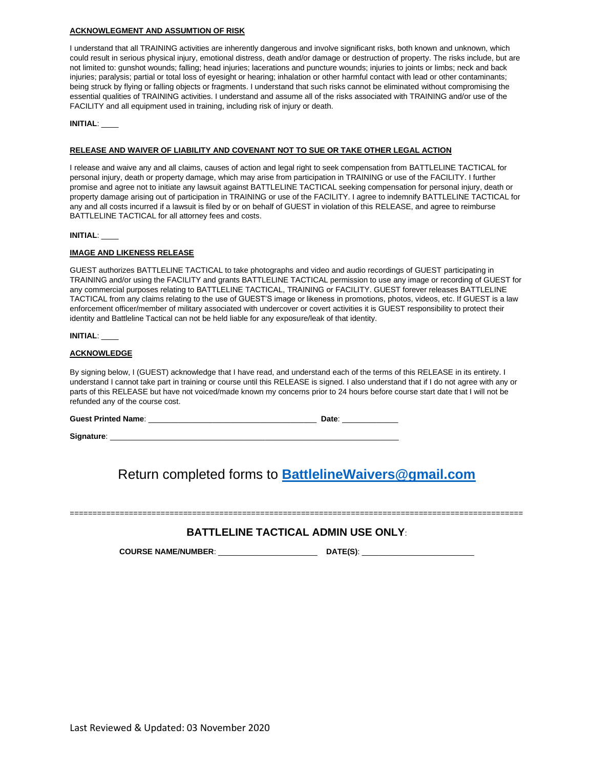**ACKNOWLEGMENT AND ASSUMTION OF RISK**

I understand that all TRAINING activities are inherently dangerous and involve significant risks, both known and unknown, which could result in serious physical injury, emotional distress, death and/or damage or destruction of property. The risks include, but are not limited to: gunshot wounds; falling; head injuries; lacerations and puncture wounds; injuries to joints or limbs; neck and back injuries; paralysis; partial or total loss of eyesight or hearing; inhalation or other harmful contact with lead or other contaminants; being struck by flying or falling objects or fragments. I understand that such risks cannot be eliminated without compromising the essential qualities of TRAINING activities. I understand and assume all of the risks associated with TRAINING and/or use of the FACILITY and all equipment used in training, including risk of injury or death.

**INITIAL**: ____

**RELEASE AND WAIVER OF LIABILITY AND COVENANT NOT TO SUE OR TAKE OTHER LEGAL ACTION**

I release and waive any and all claims, causes of action and legal right to seek compensation from BATTLELINE TACTICAL for personal injury, death or property damage, which may arise from participation in TRAINING or use of the FACILITY. I further promise and agree not to initiate any lawsuit against BATTLELINE TACTICAL seeking compensation for personal injury, death or property damage arising out of participation in TRAINING or use of the FACILITY. I agree to indemnify BATTLELINE TACTICAL for any and all costs incurred if a lawsuit is filed by or on behalf of GUEST in violation of this RELEASE, and agree to reimburse BATTLELINE TACTICAL for all attorney fees and costs.

**INITIAL**: ____

**IMAGE AND LIKENESS RELEASE**

GUEST authorizes BATTLELINE TACTICAL to take photographs and video and audio recordings of GUEST participating in TRAINING and/or using the FACILITY and grants BATTLELINE TACTICAL permission to use any image or recording of GUEST for any commercial purposes relating to BATTLELINE TACTICAL, TRAINING or FACILITY. GUEST forever releases BATTLELINE TACTICAL from any claims relating to the use of GUEST'S image or likeness in promotions, photos, videos, etc. If GUEST is a law enforcement officer/member of military associated with undercover or covert activities it is GUEST responsibility to protect their identity and Battleline Tactical can not be held liable for any exposure/leak of that identity.

**INITIAL**: ____

**ACKNOWLEDGE**

By signing below, I (GUEST) acknowledge that I have read, and understand each of the terms of this RELEASE in its entirety. I understand I cannot take part in training or course until this RELEASE is signed. I also understand that if I do not agree with any or parts of this RELEASE but have not voiced/made known my concerns prior to 24 hours before course start date that I will not be refunded any of the course cost.

**Guest Printed Name**: ______________________________________ **Date**: _____________

**Signature**: ____________________________________________________________________

## Return completed forms to **BattlelineWaivers@gmail.com**

==================================================================================================

### BATTLELINE TACTICAL ADMIN USE ONLY:

**COURSE NAME/NUMBER**: ______________________ **DATE(S)**: ________________________

Last Reviewed & Updated: 03 November 2020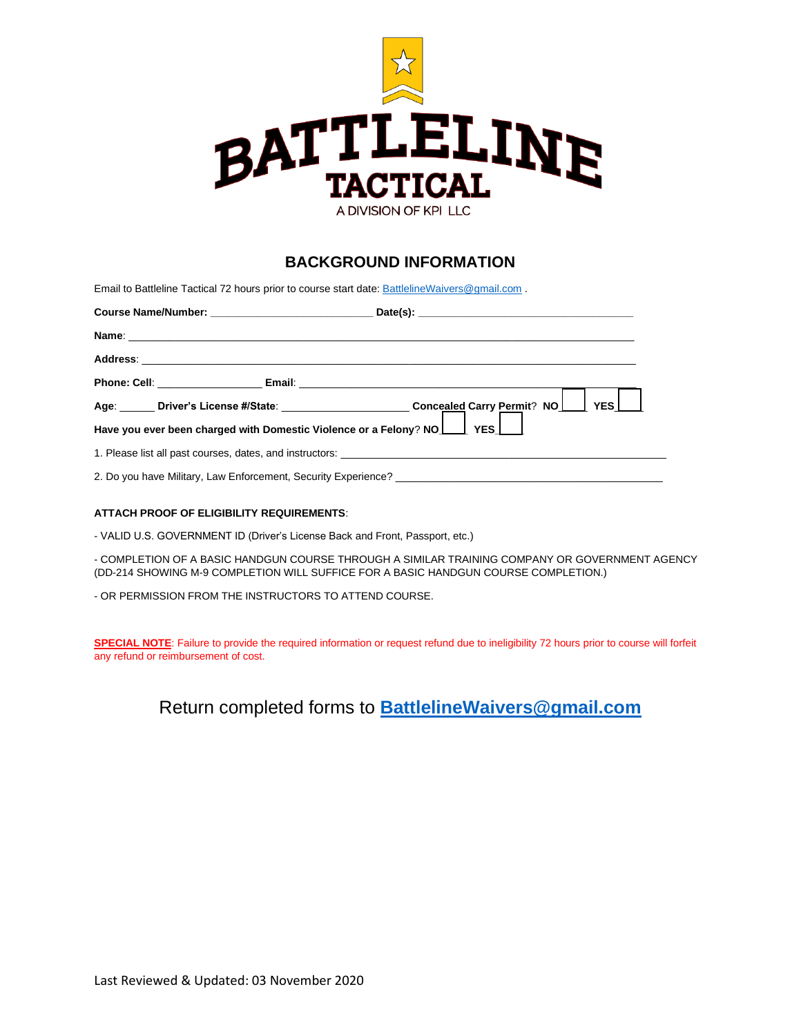BATTLELINE TACTICAL

A DIVISION OF KPI LLC

## BACKGROUND INFORMATION

Email to Battleline Tactical 72 hours prior to course start date: BattlelineWaivers@gmail.com .

**Course Name/Number:** ___________________________ **Date(s):** ___________________________________

**Name**: ___________________________________________________________________________________

**Address**: _________________________________________________________________________________

**Phone: Cell**: _________________ **Email**: ___________________________________________________

**Age**: ______ **Driver's License #/State**: _____________________ **Concealed Carry Permit**? **NO** ☐ **YES** ☐

**Have you ever been charged with Domestic Violence or a Felony**? **NO** ☐ **YES** ☐

1. Please list all past courses, dates, and instructors: ______________________________________________________

2. Do you have Military, Law Enforcement, Security Experience? _____________________________________________

**ATTACH PROOF OF ELIGIBILITY REQUIREMENTS**:

- VALID U.S. GOVERNMENT ID (Driver's License Back and Front, Passport, etc.)

- COMPLETION OF A BASIC HANDGUN COURSE THROUGH A SIMILAR TRAINING COMPANY OR GOVERNMENT AGENCY (DD-214 SHOWING M-9 COMPLETION WILL SUFFICE FOR A BASIC HANDGUN COURSE COMPLETION.)

- OR PERMISSION FROM THE INSTRUCTORS TO ATTEND COURSE.

**SPECIAL NOTE**: Failure to provide the required information or request refund due to ineligibility 72 hours prior to course will forfeit any refund or reimbursement of cost.

Return completed forms to **BattlelineWaivers@gmail.com**

Last Reviewed & Updated: 03 November 2020